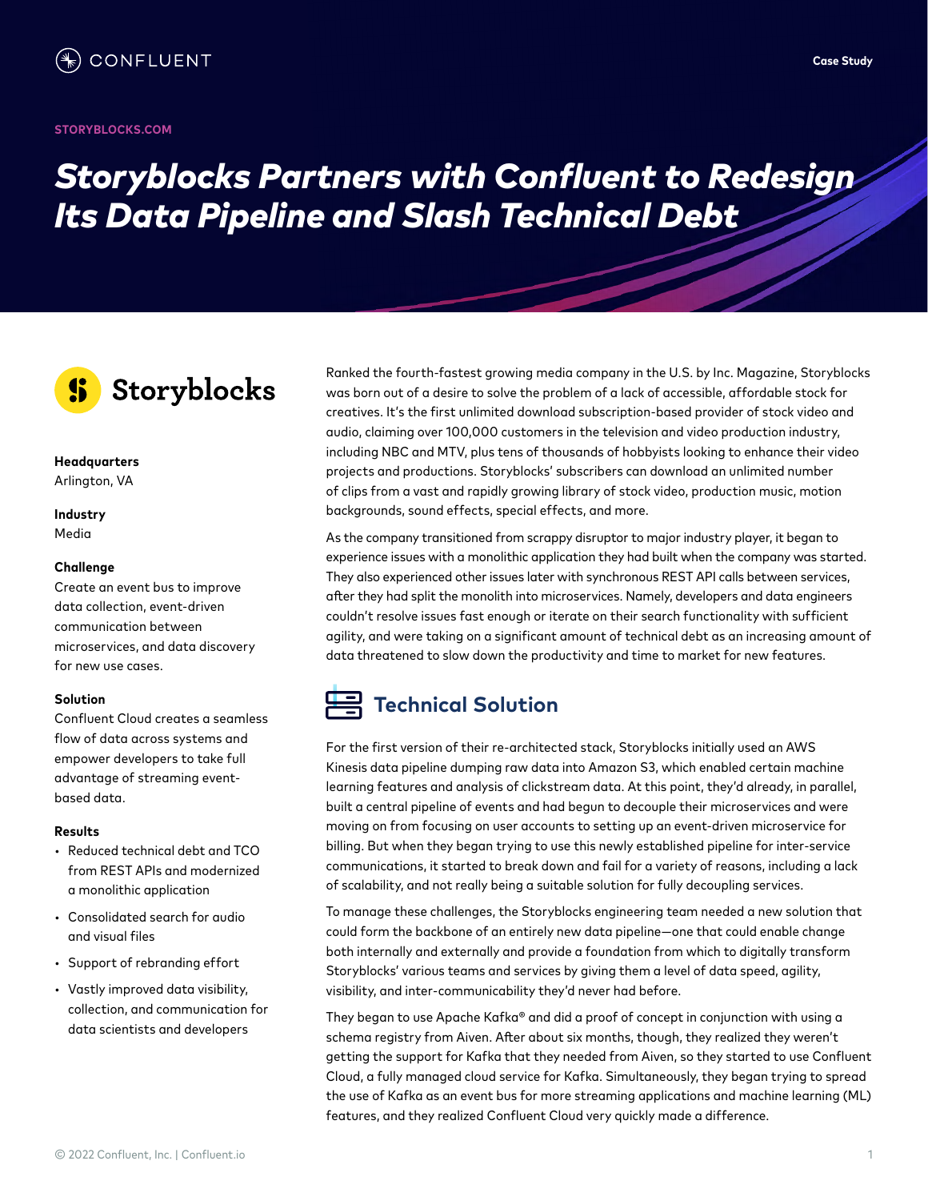Case Study

STORYBLOCKS.COM

# Storyblocks Partners with Confluent to Redesign Its Data Pipeline and Slash Technical Debt

Storyblocks

**Headquarters**
Arlington, VA

**Industry**
Media

**Challenge**
Create an event bus to improve data collection, event-driven communication between microservices, and data discovery for new use cases.

**Solution**
Confluent Cloud creates a seamless flow of data across systems and empower developers to take full advantage of streaming event-based data.

**Results**

- Reduced technical debt and TCO from REST APIs and modernized a monolithic application
- Consolidated search for audio and visual files
- Support of rebranding effort
- Vastly improved data visibility, collection, and communication for data scientists and developers

Ranked the fourth-fastest growing media company in the U.S. by Inc. Magazine, Storyblocks was born out of a desire to solve the problem of a lack of accessible, affordable stock for creatives. It's the first unlimited download subscription-based provider of stock video and audio, claiming over 100,000 customers in the television and video production industry, including NBC and MTV, plus tens of thousands of hobbyists looking to enhance their video projects and productions. Storyblocks' subscribers can download an unlimited number of clips from a vast and rapidly growing library of stock video, production music, motion backgrounds, sound effects, special effects, and more.

As the company transitioned from scrappy disruptor to major industry player, it began to experience issues with a monolithic application they had built when the company was started. They also experienced other issues later with synchronous REST API calls between services, after they had split the monolith into microservices. Namely, developers and data engineers couldn't resolve issues fast enough or iterate on their search functionality with sufficient agility, and were taking on a significant amount of technical debt as an increasing amount of data threatened to slow down the productivity and time to market for new features.

## Technical Solution

For the first version of their re-architected stack, Storyblocks initially used an AWS Kinesis data pipeline dumping raw data into Amazon S3, which enabled certain machine learning features and analysis of clickstream data. At this point, they'd already, in parallel, built a central pipeline of events and had begun to decouple their microservices and were moving on from focusing on user accounts to setting up an event-driven microservice for billing. But when they began trying to use this newly established pipeline for inter-service communications, it started to break down and fail for a variety of reasons, including a lack of scalability, and not really being a suitable solution for fully decoupling services.

To manage these challenges, the Storyblocks engineering team needed a new solution that could form the backbone of an entirely new data pipeline—one that could enable change both internally and externally and provide a foundation from which to digitally transform Storyblocks' various teams and services by giving them a level of data speed, agility, visibility, and inter-communicability they'd never had before.

They began to use Apache Kafka® and did a proof of concept in conjunction with using a schema registry from Aiven. After about six months, though, they realized they weren't getting the support for Kafka that they needed from Aiven, so they started to use Confluent Cloud, a fully managed cloud service for Kafka. Simultaneously, they began trying to spread the use of Kafka as an event bus for more streaming applications and machine learning (ML) features, and they realized Confluent Cloud very quickly made a difference.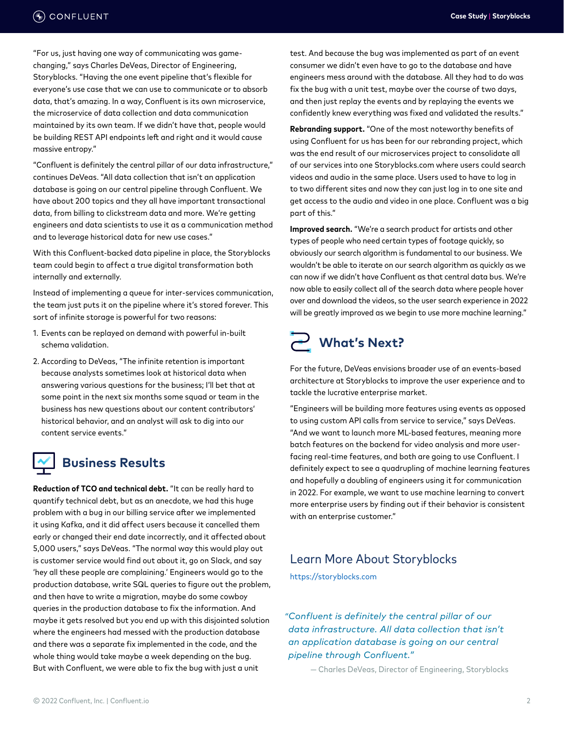"For us, just having one way of communicating was game-changing," says Charles DeVeas, Director of Engineering, Storyblocks. "Having the one event pipeline that's flexible for everyone's use case that we can use to communicate or to absorb data, that's amazing. In a way, Confluent is its own microservice, the microservice of data collection and data communication maintained by its own team. If we didn't have that, people would be building REST API endpoints left and right and it would cause massive entropy."

"Confluent is definitely the central pillar of our data infrastructure," continues DeVeas. "All data collection that isn't an application database is going on our central pipeline through Confluent. We have about 200 topics and they all have important transactional data, from billing to clickstream data and more. We're getting engineers and data scientists to use it as a communication method and to leverage historical data for new use cases."

With this Confluent-backed data pipeline in place, the Storyblocks team could begin to affect a true digital transformation both internally and externally.

Instead of implementing a queue for inter-services communication, the team just puts it on the pipeline where it's stored forever. This sort of infinite storage is powerful for two reasons:

1. Events can be replayed on demand with powerful in-built schema validation.
2. According to DeVeas, "The infinite retention is important because analysts sometimes look at historical data when answering various questions for the business; I'll bet that at some point in the next six months some squad or team in the business has new questions about our content contributors' historical behavior, and an analyst will ask to dig into our content service events."

## Business Results

**Reduction of TCO and technical debt.** "It can be really hard to quantify technical debt, but as an anecdote, we had this huge problem with a bug in our billing service after we implemented it using Kafka, and it did affect users because it cancelled them early or changed their end date incorrectly, and it affected about 5,000 users," says DeVeas. "The normal way this would play out is customer service would find out about it, go on Slack, and say 'hey all these people are complaining.' Engineers would go to the production database, write SQL queries to figure out the problem, and then have to write a migration, maybe do some cowboy queries in the production database to fix the information. And maybe it gets resolved but you end up with this disjointed solution where the engineers had messed with the production database and there was a separate fix implemented in the code, and the whole thing would take maybe a week depending on the bug. But with Confluent, we were able to fix the bug with just a unit test. And because the bug was implemented as part of an event consumer we didn't even have to go to the database and have engineers mess around with the database. All they had to do was fix the bug with a unit test, maybe over the course of two days, and then just replay the events and by replaying the events we confidently knew everything was fixed and validated the results."

**Rebranding support.** "One of the most noteworthy benefits of using Confluent for us has been for our rebranding project, which was the end result of our microservices project to consolidate all of our services into one Storyblocks.com where users could search videos and audio in the same place. Users used to have to log in to two different sites and now they can just log in to one site and get access to the audio and video in one place. Confluent was a big part of this."

**Improved search.** "We're a search product for artists and other types of people who need certain types of footage quickly, so obviously our search algorithm is fundamental to our business. We wouldn't be able to iterate on our search algorithm as quickly as we can now if we didn't have Confluent as that central data bus. We're now able to easily collect all of the search data where people hover over and download the videos, so the user search experience in 2022 will be greatly improved as we begin to use more machine learning."

## What's Next?

For the future, DeVeas envisions broader use of an events-based architecture at Storyblocks to improve the user experience and to tackle the lucrative enterprise market.

"Engineers will be building more features using events as opposed to using custom API calls from service to service," says DeVeas. "And we want to launch more ML-based features, meaning more batch features on the backend for video analysis and more user-facing real-time features, and both are going to use Confluent. I definitely expect to see a quadrupling of machine learning features and hopefully a doubling of engineers using it for communication in 2022. For example, we want to use machine learning to convert more enterprise users by finding out if their behavior is consistent with an enterprise customer."

## Learn More About Storyblocks

https://storyblocks.com

*"Confluent is definitely the central pillar of our data infrastructure. All data collection that isn't an application database is going on our central pipeline through Confluent."*

— Charles DeVeas, Director of Engineering, Storyblocks

© 2022 Confluent, Inc. | Confluent.io